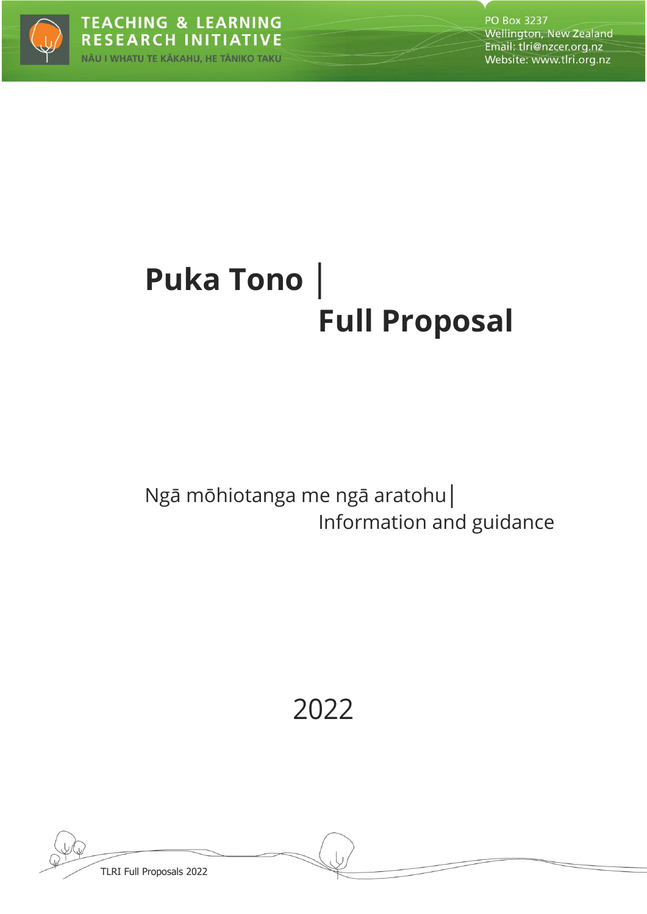TEACHING & LEARNING RESEARCH INITIATIVE

NĀU I WHATU TE KĀKAHU, HE TĀNIKO TAKU

PO Box 3237
Wellington, New Zealand
Email: tlri@nzcer.org.nz
Website: www.tlri.org.nz

# Puka Tono | Full Proposal

Ngā mōhiotanga me ngā aratohu | Information and guidance

2022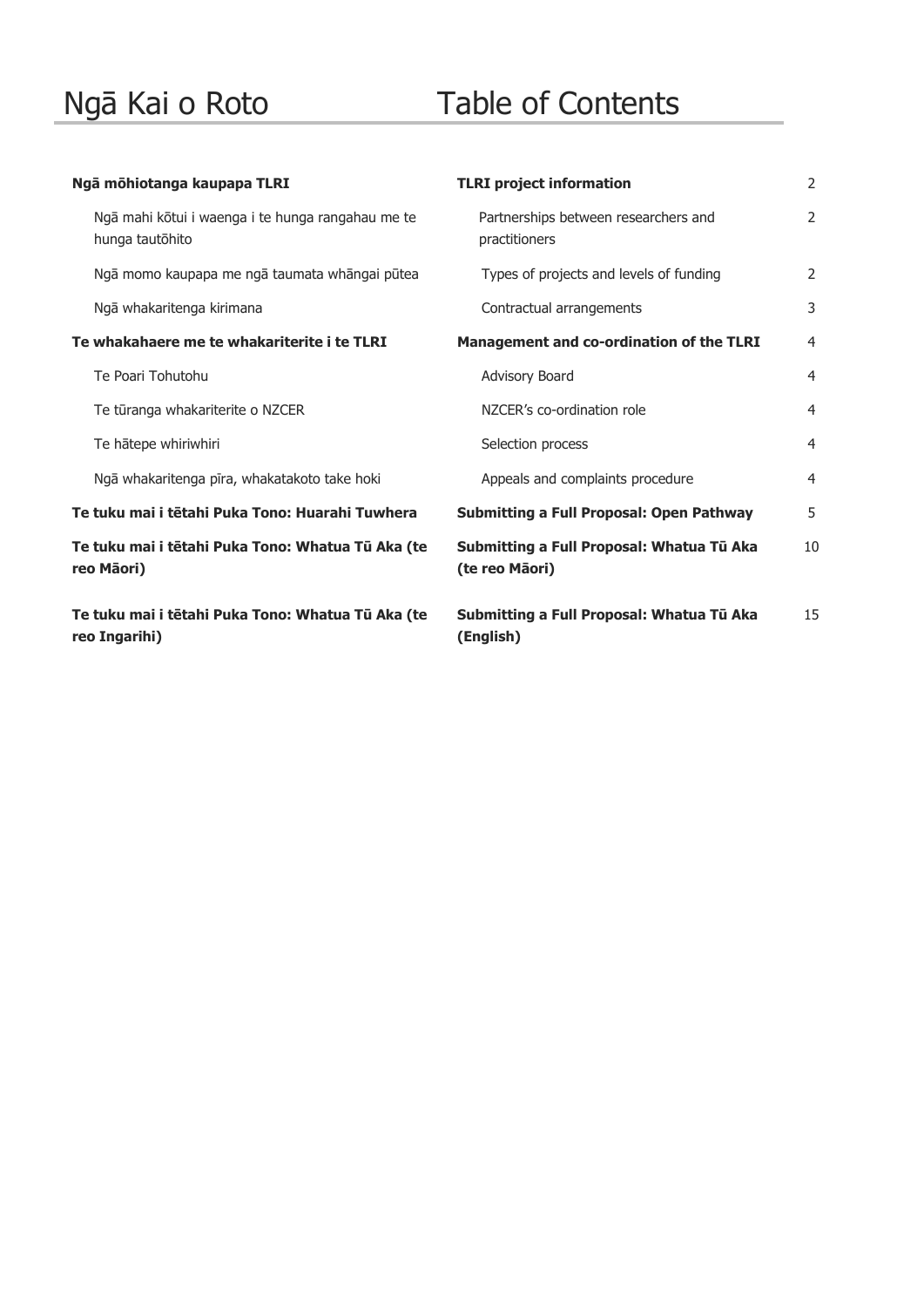# Ngā Kai o Roto — Table of Contents

| Ngā Kai o Roto | Table of Contents | |
|---|---|---|
| **Ngā mōhiotanga kaupapa TLRI** | **TLRI project information** | 2 |
| Ngā mahi kōtui i waenga i te hunga rangahau me te hunga tautōhito | Partnerships between researchers and practitioners | 2 |
| Ngā momo kaupapa me ngā taumata whāngai pūtea | Types of projects and levels of funding | 2 |
| Ngā whakaritenga kirimana | Contractual arrangements | 3 |
| **Te whakahaere me te whakariterite i te TLRI** | **Management and co-ordination of the TLRI** | 4 |
| Te Poari Tohutohu | Advisory Board | 4 |
| Te tūranga whakariterite o NZCER | NZCER's co-ordination role | 4 |
| Te hātepe whiriwhiri | Selection process | 4 |
| Ngā whakaritenga pīra, whakatakoto take hoki | Appeals and complaints procedure | 4 |
| **Te tuku mai i tētahi Puka Tono: Huarahi Tuwhera** | **Submitting a Full Proposal: Open Pathway** | 5 |
| **Te tuku mai i tētahi Puka Tono: Whatua Tū Aka (te reo Māori)** | **Submitting a Full Proposal: Whatua Tū Aka (te reo Māori)** | 10 |
| **Te tuku mai i tētahi Puka Tono: Whatua Tū Aka (te reo Ingarihi)** | **Submitting a Full Proposal: Whatua Tū Aka (English)** | 15 |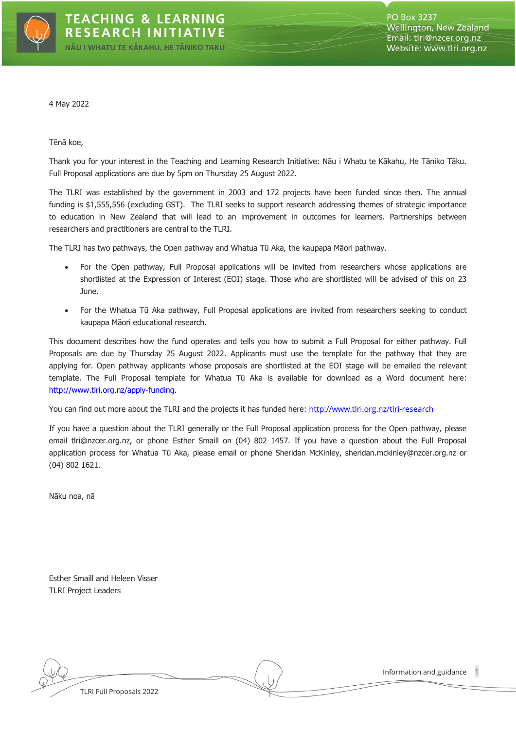4 May 2022

Tēnā koe,

Thank you for your interest in the Teaching and Learning Research Initiative: Nāu i Whatu te Kākahu, He Tāniko Tāku. Full Proposal applications are due by 5pm on Thursday 25 August 2022.

The TLRI was established by the government in 2003 and 172 projects have been funded since then. The annual funding is $1,555,556 (excluding GST). The TLRI seeks to support research addressing themes of strategic importance to education in New Zealand that will lead to an improvement in outcomes for learners. Partnerships between researchers and practitioners are central to the TLRI.

The TLRI has two pathways, the Open pathway and Whatua Tū Aka, the kaupapa Māori pathway.

- For the Open pathway, Full Proposal applications will be invited from researchers whose applications are shortlisted at the Expression of Interest (EOI) stage. Those who are shortlisted will be advised of this on 23 June.
- For the Whatua Tū Aka pathway, Full Proposal applications are invited from researchers seeking to conduct kaupapa Māori educational research.

This document describes how the fund operates and tells you how to submit a Full Proposal for either pathway. Full Proposals are due by Thursday 25 August 2022. Applicants must use the template for the pathway that they are applying for. Open pathway applicants whose proposals are shortlisted at the EOI stage will be emailed the relevant template. The Full Proposal template for Whatua Tū Aka is available for download as a Word document here: http://www.tlri.org.nz/apply-funding.

You can find out more about the TLRI and the projects it has funded here: http://www.tlri.org.nz/tlri-research

If you have a question about the TLRI generally or the Full Proposal application process for the Open pathway, please email tlri@nzcer.org.nz, or phone Esther Smaill on (04) 802 1457. If you have a question about the Full Proposal application process for Whatua Tū Aka, please email or phone Sheridan McKinley, sheridan.mckinley@nzcer.org.nz or (04) 802 1621.

Nāku noa, nā

Esther Smaill and Heleen Visser
TLRI Project Leaders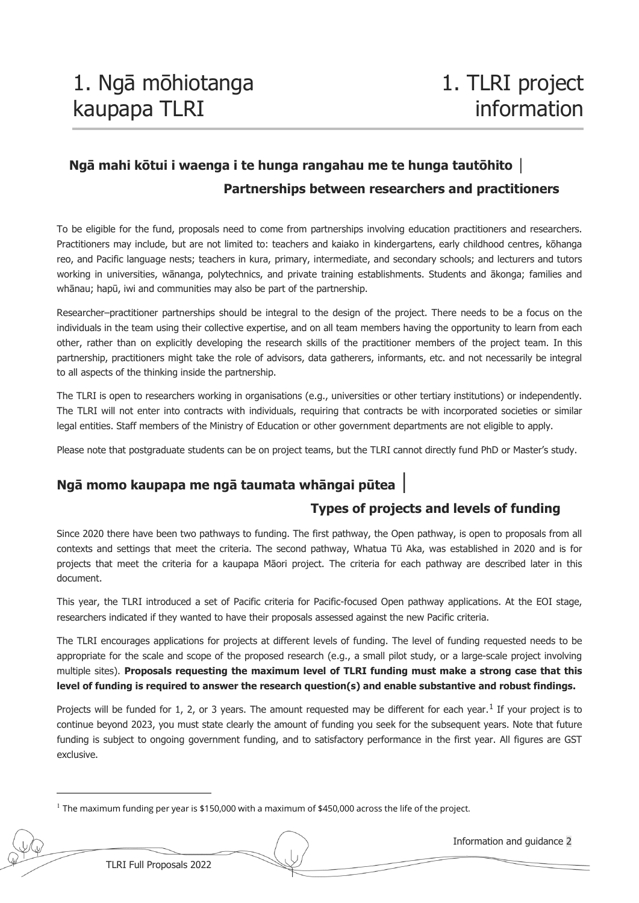# 1. Ngā mōhiotanga kaupapa TLRI | 1. TLRI project information

## Ngā mahi kōtui i waenga i te hunga rangahau me te hunga tautōhito | Partnerships between researchers and practitioners

To be eligible for the fund, proposals need to come from partnerships involving education practitioners and researchers. Practitioners may include, but are not limited to: teachers and kaiako in kindergartens, early childhood centres, kōhanga reo, and Pacific language nests; teachers in kura, primary, intermediate, and secondary schools; and lecturers and tutors working in universities, wānanga, polytechnics, and private training establishments. Students and ākonga; families and whānau; hapū, iwi and communities may also be part of the partnership.

Researcher–practitioner partnerships should be integral to the design of the project. There needs to be a focus on the individuals in the team using their collective expertise, and on all team members having the opportunity to learn from each other, rather than on explicitly developing the research skills of the practitioner members of the project team. In this partnership, practitioners might take the role of advisors, data gatherers, informants, etc. and not necessarily be integral to all aspects of the thinking inside the partnership.

The TLRI is open to researchers working in organisations (e.g., universities or other tertiary institutions) or independently. The TLRI will not enter into contracts with individuals, requiring that contracts be with incorporated societies or similar legal entities. Staff members of the Ministry of Education or other government departments are not eligible to apply.

Please note that postgraduate students can be on project teams, but the TLRI cannot directly fund PhD or Master's study.

## Ngā momo kaupapa me ngā taumata whāngai pūtea | Types of projects and levels of funding

Since 2020 there have been two pathways to funding. The first pathway, the Open pathway, is open to proposals from all contexts and settings that meet the criteria. The second pathway, Whatua Tū Aka, was established in 2020 and is for projects that meet the criteria for a kaupapa Māori project. The criteria for each pathway are described later in this document.

This year, the TLRI introduced a set of Pacific criteria for Pacific-focused Open pathway applications. At the EOI stage, researchers indicated if they wanted to have their proposals assessed against the new Pacific criteria.

The TLRI encourages applications for projects at different levels of funding. The level of funding requested needs to be appropriate for the scale and scope of the proposed research (e.g., a small pilot study, or a large-scale project involving multiple sites). **Proposals requesting the maximum level of TLRI funding must make a strong case that this level of funding is required to answer the research question(s) and enable substantive and robust findings.**

Projects will be funded for 1, 2, or 3 years. The amount requested may be different for each year.[1] If your project is to continue beyond 2023, you must state clearly the amount of funding you seek for the subsequent years. Note that future funding is subject to ongoing government funding, and to satisfactory performance in the first year. All figures are GST exclusive.

[1] The maximum funding per year is $150,000 with a maximum of $450,000 across the life of the project.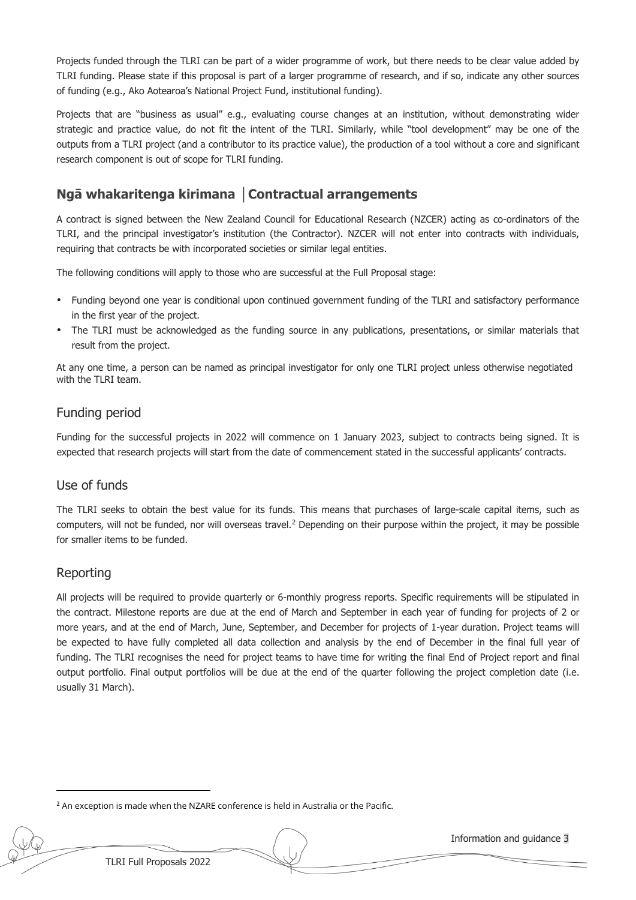Projects funded through the TLRI can be part of a wider programme of work, but there needs to be clear value added by TLRI funding. Please state if this proposal is part of a larger programme of research, and if so, indicate any other sources of funding (e.g., Ako Aotearoa's National Project Fund, institutional funding).

Projects that are "business as usual" e.g., evaluating course changes at an institution, without demonstrating wider strategic and practice value, do not fit the intent of the TLRI. Similarly, while "tool development" may be one of the outputs from a TLRI project (and a contributor to its practice value), the production of a tool without a core and significant research component is out of scope for TLRI funding.

## Ngā whakaritenga kirimana │Contractual arrangements

A contract is signed between the New Zealand Council for Educational Research (NZCER) acting as co-ordinators of the TLRI, and the principal investigator's institution (the Contractor). NZCER will not enter into contracts with individuals, requiring that contracts be with incorporated societies or similar legal entities.

The following conditions will apply to those who are successful at the Full Proposal stage:

- Funding beyond one year is conditional upon continued government funding of the TLRI and satisfactory performance in the first year of the project.
- The TLRI must be acknowledged as the funding source in any publications, presentations, or similar materials that result from the project.

At any one time, a person can be named as principal investigator for only one TLRI project unless otherwise negotiated with the TLRI team.

### Funding period

Funding for the successful projects in 2022 will commence on 1 January 2023, subject to contracts being signed. It is expected that research projects will start from the date of commencement stated in the successful applicants' contracts.

### Use of funds

The TLRI seeks to obtain the best value for its funds. This means that purchases of large-scale capital items, such as computers, will not be funded, nor will overseas travel.[2] Depending on their purpose within the project, it may be possible for smaller items to be funded.

### Reporting

All projects will be required to provide quarterly or 6-monthly progress reports. Specific requirements will be stipulated in the contract. Milestone reports are due at the end of March and September in each year of funding for projects of 2 or more years, and at the end of March, June, September, and December for projects of 1-year duration. Project teams will be expected to have fully completed all data collection and analysis by the end of December in the final full year of funding. The TLRI recognises the need for project teams to have time for writing the final End of Project report and final output portfolio. Final output portfolios will be due at the end of the quarter following the project completion date (i.e. usually 31 March).

---

[2] An exception is made when the NZARE conference is held in Australia or the Pacific.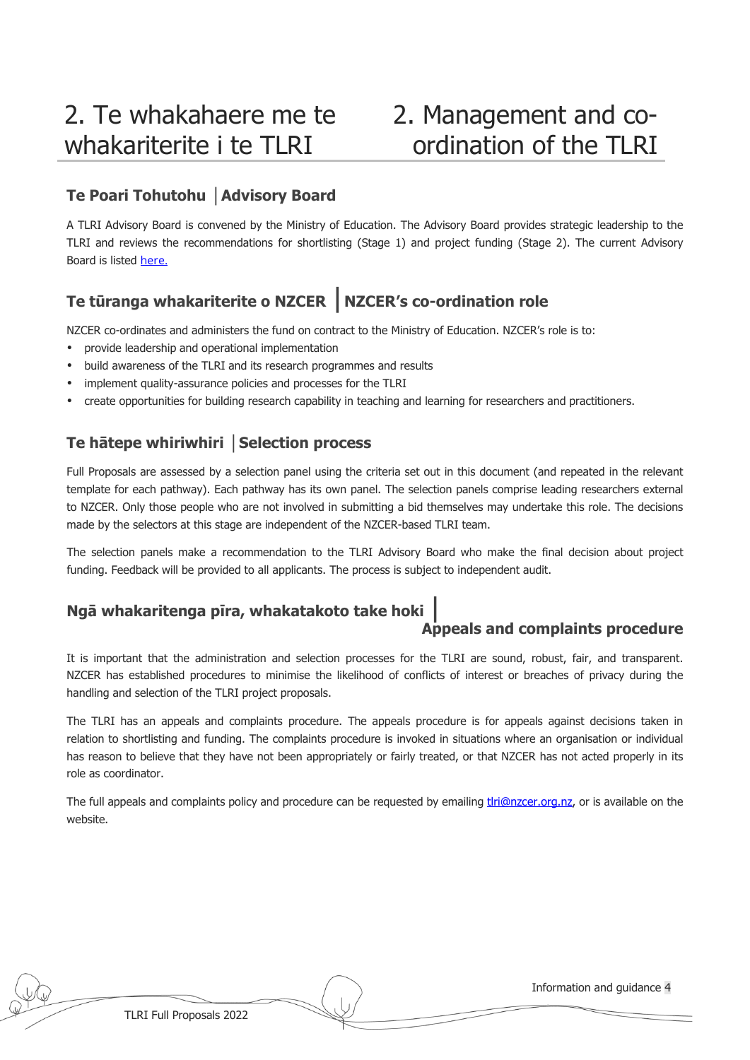# 2. Te whakahaere me te whakariterite i te TLRI | 2. Management and co-ordination of the TLRI

## Te Poari Tohutohu | Advisory Board

A TLRI Advisory Board is convened by the Ministry of Education. The Advisory Board provides strategic leadership to the TLRI and reviews the recommendations for shortlisting (Stage 1) and project funding (Stage 2). The current Advisory Board is listed [here.]()

## Te tūranga whakariterite o NZCER | NZCER's co-ordination role

NZCER co-ordinates and administers the fund on contract to the Ministry of Education. NZCER's role is to:

- provide leadership and operational implementation
- build awareness of the TLRI and its research programmes and results
- implement quality-assurance policies and processes for the TLRI
- create opportunities for building research capability in teaching and learning for researchers and practitioners.

## Te hātepe whiriwhiri | Selection process

Full Proposals are assessed by a selection panel using the criteria set out in this document (and repeated in the relevant template for each pathway). Each pathway has its own panel. The selection panels comprise leading researchers external to NZCER. Only those people who are not involved in submitting a bid themselves may undertake this role. The decisions made by the selectors at this stage are independent of the NZCER-based TLRI team.

The selection panels make a recommendation to the TLRI Advisory Board who make the final decision about project funding. Feedback will be provided to all applicants. The process is subject to independent audit.

## Ngā whakaritenga pīra, whakatakoto take hoki | Appeals and complaints procedure

It is important that the administration and selection processes for the TLRI are sound, robust, fair, and transparent. NZCER has established procedures to minimise the likelihood of conflicts of interest or breaches of privacy during the handling and selection of the TLRI project proposals.

The TLRI has an appeals and complaints procedure. The appeals procedure is for appeals against decisions taken in relation to shortlisting and funding. The complaints procedure is invoked in situations where an organisation or individual has reason to believe that they have not been appropriately or fairly treated, or that NZCER has not acted properly in its role as coordinator.

The full appeals and complaints policy and procedure can be requested by emailing tlri@nzcer.org.nz, or is available on the website.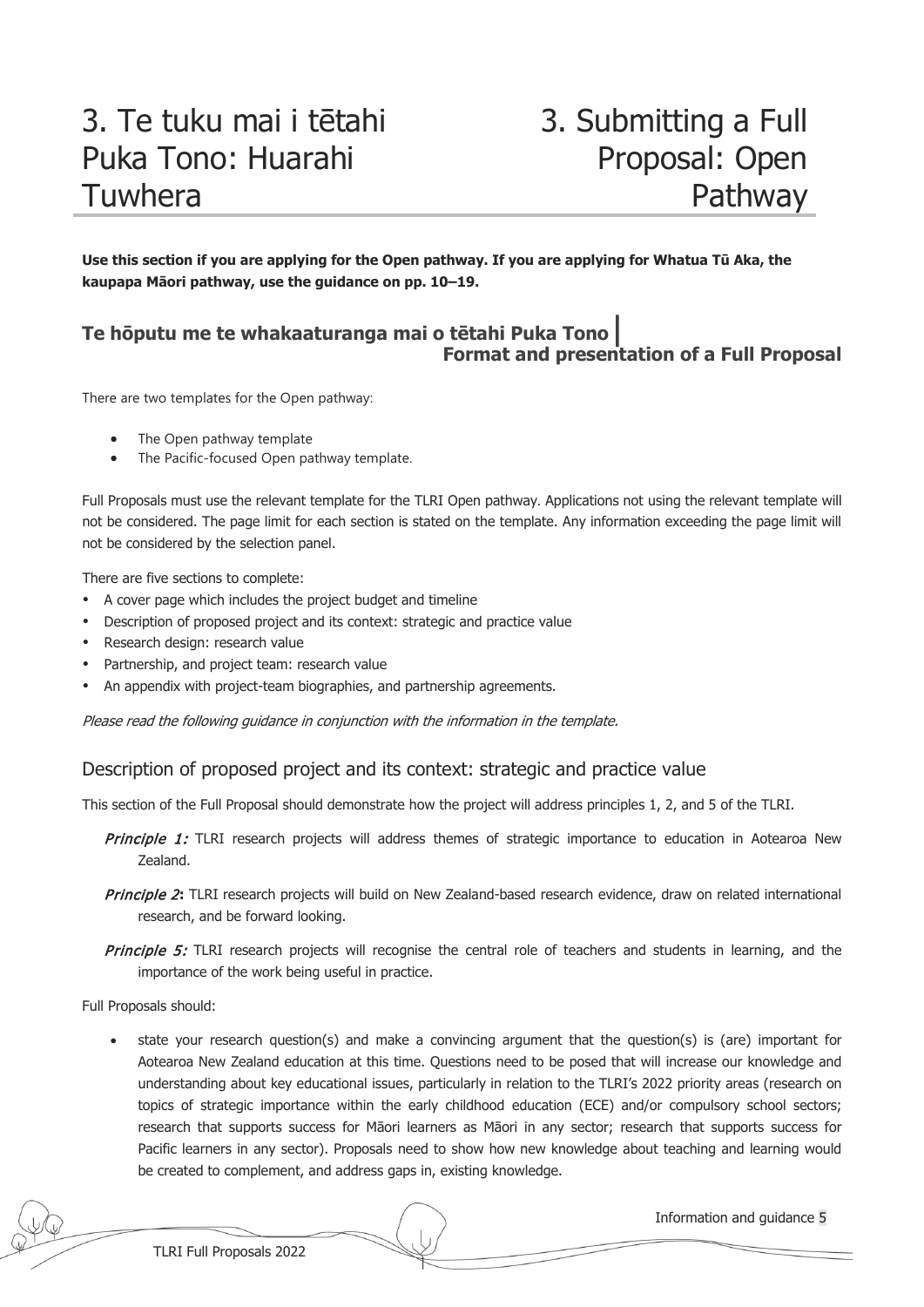# 3. Te tuku mai i tētahi Puka Tono: Huarahi Tuwhera | 3. Submitting a Full Proposal: Open Pathway

**Use this section if you are applying for the Open pathway. If you are applying for Whatua Tū Aka, the kaupapa Māori pathway, use the guidance on pp. 10–19.**

## Te hōputu me te whakaaturanga mai o tētahi Puka Tono | Format and presentation of a Full Proposal

There are two templates for the Open pathway:

- The Open pathway template
- The Pacific-focused Open pathway template.

Full Proposals must use the relevant template for the TLRI Open pathway. Applications not using the relevant template will not be considered. The page limit for each section is stated on the template. Any information exceeding the page limit will not be considered by the selection panel.

There are five sections to complete:

- A cover page which includes the project budget and timeline
- Description of proposed project and its context: strategic and practice value
- Research design: research value
- Partnership, and project team: research value
- An appendix with project-team biographies, and partnership agreements.

*Please read the following guidance in conjunction with the information in the template.*

### Description of proposed project and its context: strategic and practice value

This section of the Full Proposal should demonstrate how the project will address principles 1, 2, and 5 of the TLRI.

> ***Principle 1:*** TLRI research projects will address themes of strategic importance to education in Aotearoa New Zealand.
>
> ***Principle 2*:** TLRI research projects will build on New Zealand-based research evidence, draw on related international research, and be forward looking.
>
> ***Principle 5:*** TLRI research projects will recognise the central role of teachers and students in learning, and the importance of the work being useful in practice.

Full Proposals should:

- state your research question(s) and make a convincing argument that the question(s) is (are) important for Aotearoa New Zealand education at this time. Questions need to be posed that will increase our knowledge and understanding about key educational issues, particularly in relation to the TLRI's 2022 priority areas (research on topics of strategic importance within the early childhood education (ECE) and/or compulsory school sectors; research that supports success for Māori learners as Māori in any sector; research that supports success for Pacific learners in any sector). Proposals need to show how new knowledge about teaching and learning would be created to complement, and address gaps in, existing knowledge.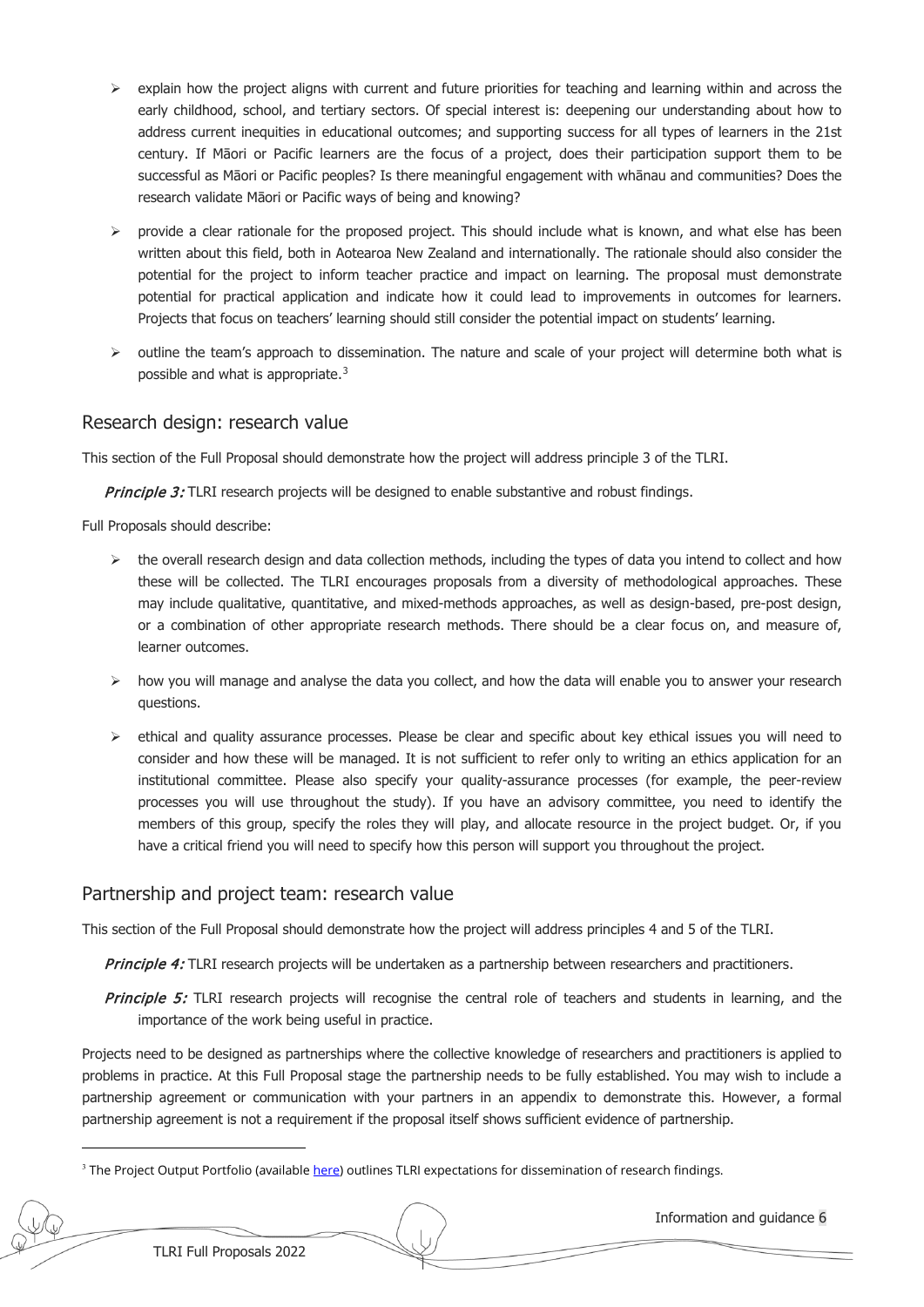- explain how the project aligns with current and future priorities for teaching and learning within and across the early childhood, school, and tertiary sectors. Of special interest is: deepening our understanding about how to address current inequities in educational outcomes; and supporting success for all types of learners in the 21st century. If Māori or Pacific learners are the focus of a project, does their participation support them to be successful as Māori or Pacific peoples? Is there meaningful engagement with whānau and communities? Does the research validate Māori or Pacific ways of being and knowing?
- provide a clear rationale for the proposed project. This should include what is known, and what else has been written about this field, both in Aotearoa New Zealand and internationally. The rationale should also consider the potential for the project to inform teacher practice and impact on learning. The proposal must demonstrate potential for practical application and indicate how it could lead to improvements in outcomes for learners. Projects that focus on teachers' learning should still consider the potential impact on students' learning.
- outline the team's approach to dissemination. The nature and scale of your project will determine both what is possible and what is appropriate.[3]

## Research design: research value

This section of the Full Proposal should demonstrate how the project will address principle 3 of the TLRI.

*Principle 3:* TLRI research projects will be designed to enable substantive and robust findings.

Full Proposals should describe:

- the overall research design and data collection methods, including the types of data you intend to collect and how these will be collected. The TLRI encourages proposals from a diversity of methodological approaches. These may include qualitative, quantitative, and mixed-methods approaches, as well as design-based, pre-post design, or a combination of other appropriate research methods. There should be a clear focus on, and measure of, learner outcomes.
- how you will manage and analyse the data you collect, and how the data will enable you to answer your research questions.
- ethical and quality assurance processes. Please be clear and specific about key ethical issues you will need to consider and how these will be managed. It is not sufficient to refer only to writing an ethics application for an institutional committee. Please also specify your quality-assurance processes (for example, the peer-review processes you will use throughout the study). If you have an advisory committee, you need to identify the members of this group, specify the roles they will play, and allocate resource in the project budget. Or, if you have a critical friend you will need to specify how this person will support you throughout the project.

## Partnership and project team: research value

This section of the Full Proposal should demonstrate how the project will address principles 4 and 5 of the TLRI.

*Principle 4:* TLRI research projects will be undertaken as a partnership between researchers and practitioners.

*Principle 5:* TLRI research projects will recognise the central role of teachers and students in learning, and the importance of the work being useful in practice.

Projects need to be designed as partnerships where the collective knowledge of researchers and practitioners is applied to problems in practice. At this Full Proposal stage the partnership needs to be fully established. You may wish to include a partnership agreement or communication with your partners in an appendix to demonstrate this. However, a formal partnership agreement is not a requirement if the proposal itself shows sufficient evidence of partnership.

---

[3] The Project Output Portfolio (available here) outlines TLRI expectations for dissemination of research findings.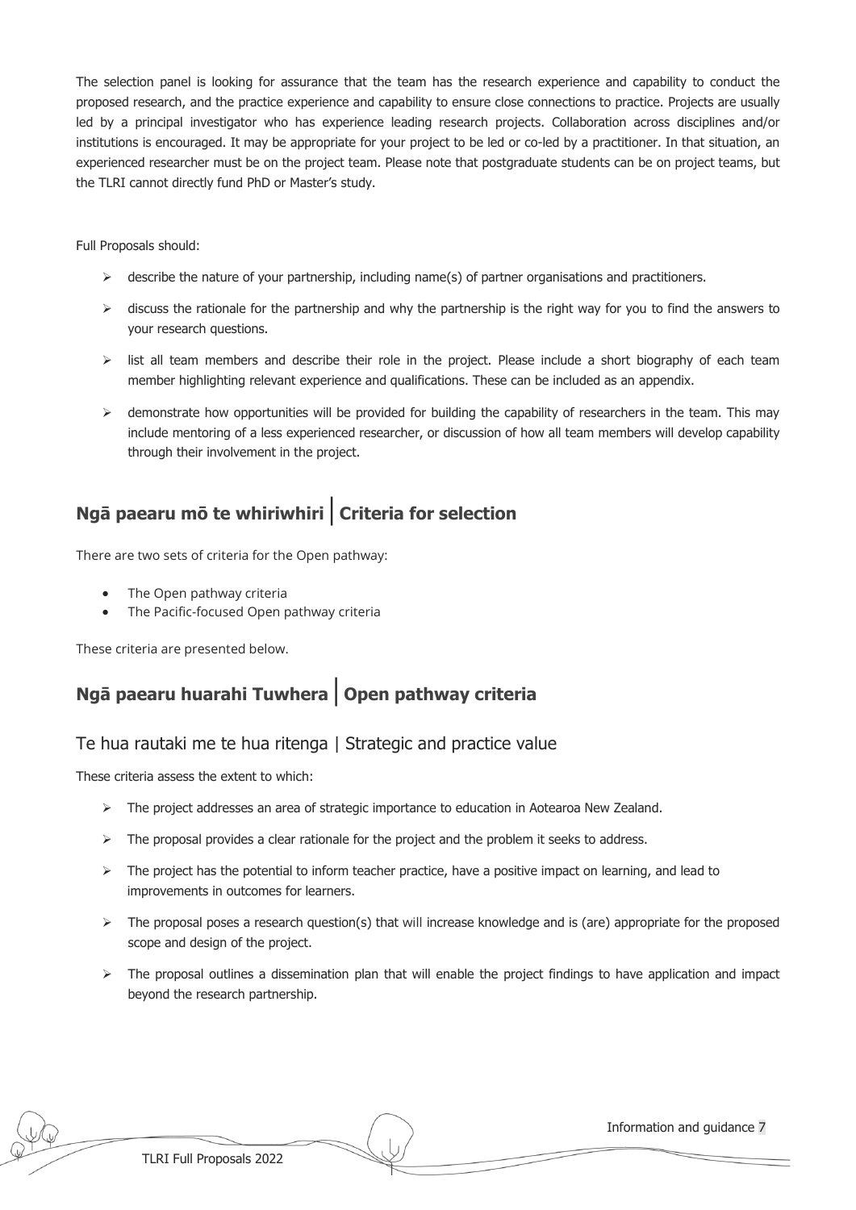The selection panel is looking for assurance that the team has the research experience and capability to conduct the proposed research, and the practice experience and capability to ensure close connections to practice. Projects are usually led by a principal investigator who has experience leading research projects. Collaboration across disciplines and/or institutions is encouraged. It may be appropriate for your project to be led or co-led by a practitioner. In that situation, an experienced researcher must be on the project team. Please note that postgraduate students can be on project teams, but the TLRI cannot directly fund PhD or Master's study.

Full Proposals should:

- describe the nature of your partnership, including name(s) of partner organisations and practitioners.
- discuss the rationale for the partnership and why the partnership is the right way for you to find the answers to your research questions.
- list all team members and describe their role in the project. Please include a short biography of each team member highlighting relevant experience and qualifications. These can be included as an appendix.
- demonstrate how opportunities will be provided for building the capability of researchers in the team. This may include mentoring of a less experienced researcher, or discussion of how all team members will develop capability through their involvement in the project.

## Ngā paearu mō te whiriwhiri | Criteria for selection

There are two sets of criteria for the Open pathway:

- The Open pathway criteria
- The Pacific-focused Open pathway criteria

These criteria are presented below.

## Ngā paearu huarahi Tuwhera | Open pathway criteria

### Te hua rautaki me te hua ritenga | Strategic and practice value

These criteria assess the extent to which:

- The project addresses an area of strategic importance to education in Aotearoa New Zealand.
- The proposal provides a clear rationale for the project and the problem it seeks to address.
- The project has the potential to inform teacher practice, have a positive impact on learning, and lead to improvements in outcomes for learners.
- The proposal poses a research question(s) that will increase knowledge and is (are) appropriate for the proposed scope and design of the project.
- The proposal outlines a dissemination plan that will enable the project findings to have application and impact beyond the research partnership.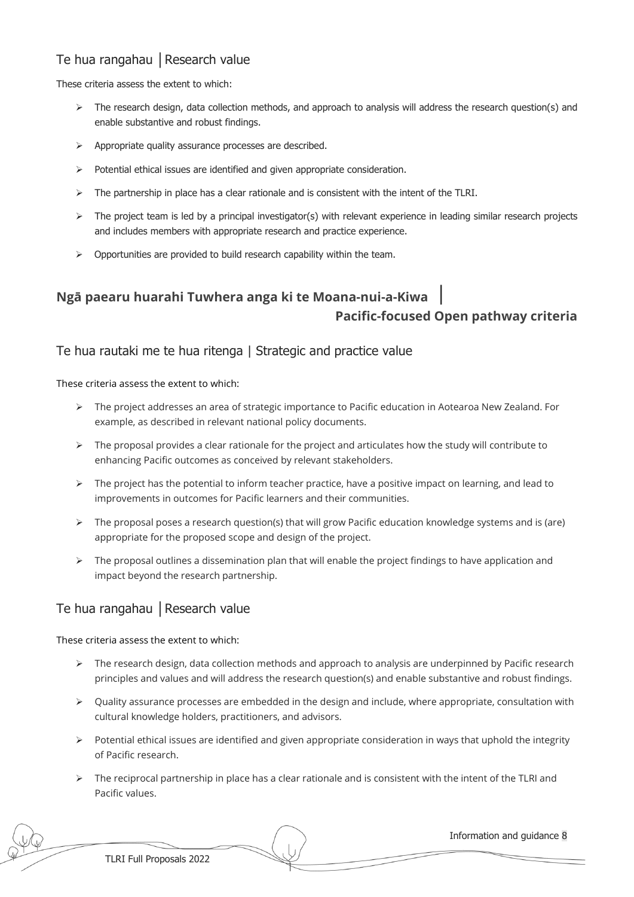## Te hua rangahau │Research value

These criteria assess the extent to which:

- The research design, data collection methods, and approach to analysis will address the research question(s) and enable substantive and robust findings.
- Appropriate quality assurance processes are described.
- Potential ethical issues are identified and given appropriate consideration.
- The partnership in place has a clear rationale and is consistent with the intent of the TLRI.
- The project team is led by a principal investigator(s) with relevant experience in leading similar research projects and includes members with appropriate research and practice experience.
- Opportunities are provided to build research capability within the team.

# Ngā paearu huarahi Tuwhera anga ki te Moana-nui-a-Kiwa │ Pacific-focused Open pathway criteria

## Te hua rautaki me te hua ritenga | Strategic and practice value

These criteria assess the extent to which:

- The project addresses an area of strategic importance to Pacific education in Aotearoa New Zealand. For example, as described in relevant national policy documents.
- The proposal provides a clear rationale for the project and articulates how the study will contribute to enhancing Pacific outcomes as conceived by relevant stakeholders.
- The project has the potential to inform teacher practice, have a positive impact on learning, and lead to improvements in outcomes for Pacific learners and their communities.
- The proposal poses a research question(s) that will grow Pacific education knowledge systems and is (are) appropriate for the proposed scope and design of the project.
- The proposal outlines a dissemination plan that will enable the project findings to have application and impact beyond the research partnership.

## Te hua rangahau │Research value

These criteria assess the extent to which:

- The research design, data collection methods and approach to analysis are underpinned by Pacific research principles and values and will address the research question(s) and enable substantive and robust findings.
- Quality assurance processes are embedded in the design and include, where appropriate, consultation with cultural knowledge holders, practitioners, and advisors.
- Potential ethical issues are identified and given appropriate consideration in ways that uphold the integrity of Pacific research.
- The reciprocal partnership in place has a clear rationale and is consistent with the intent of the TLRI and Pacific values.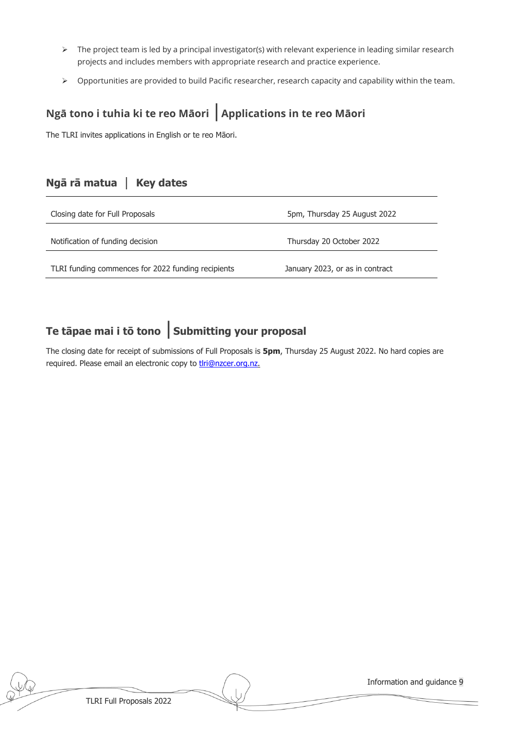- The project team is led by a principal investigator(s) with relevant experience in leading similar research projects and includes members with appropriate research and practice experience.
- Opportunities are provided to build Pacific researcher, research capacity and capability within the team.

## Ngā tono i tuhia ki te reo Māori | Applications in te reo Māori

The TLRI invites applications in English or te reo Māori.

## Ngā rā matua | Key dates

| | |
|---|---|
| Closing date for Full Proposals | 5pm, Thursday 25 August 2022 |
| Notification of funding decision | Thursday 20 October 2022 |
| TLRI funding commences for 2022 funding recipients | January 2023, or as in contract |

## Te tāpae mai i tō tono | Submitting your proposal

The closing date for receipt of submissions of Full Proposals is **5pm**, Thursday 25 August 2022. No hard copies are required. Please email an electronic copy to tlri@nzcer.org.nz.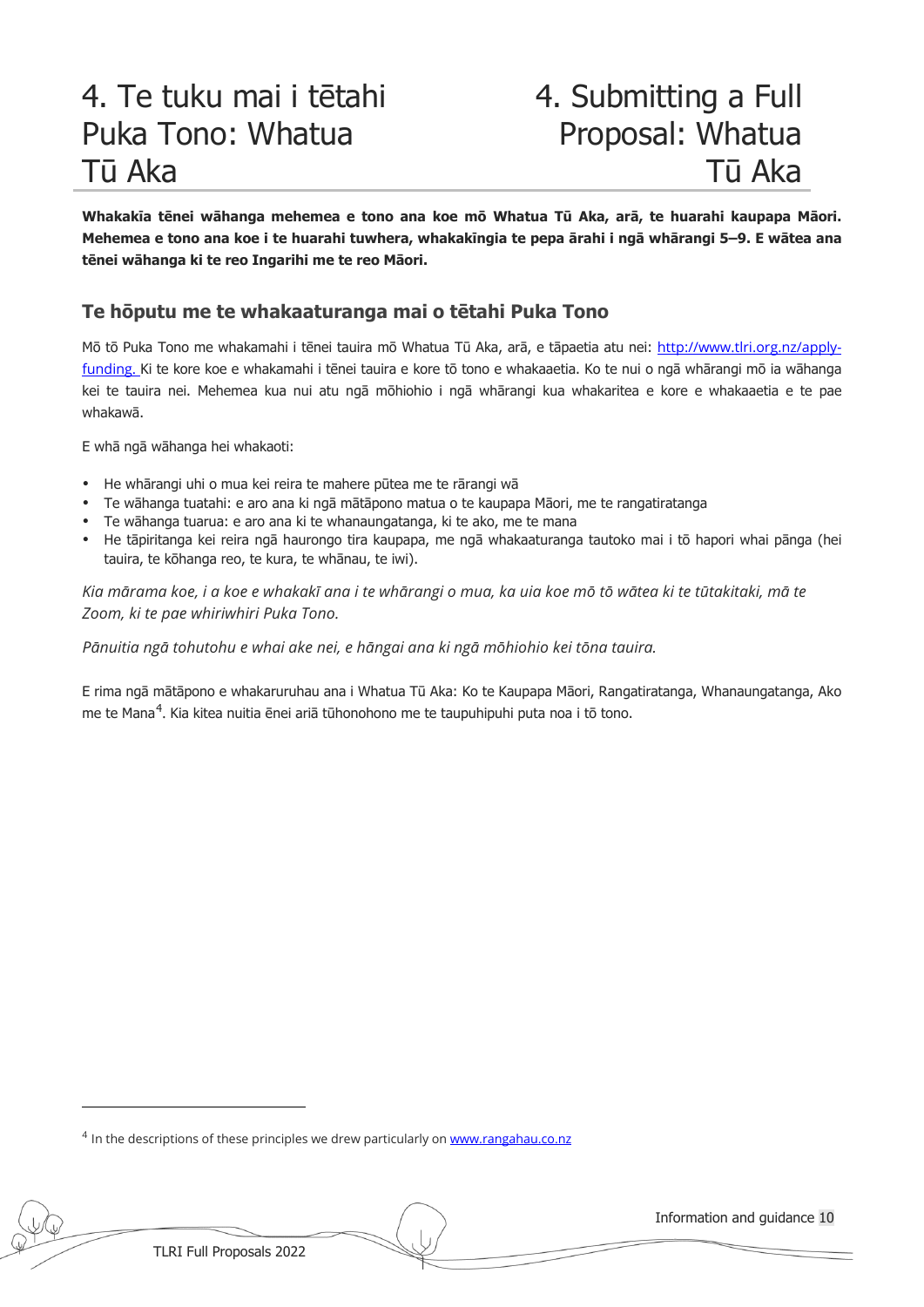# 4. Te tuku mai i tētahi Puka Tono: Whatua Tū Aka

# 4. Submitting a Full Proposal: Whatua Tū Aka

**Whakakīa tēnei wāhanga mehemea e tono ana koe mō Whatua Tū Aka, arā, te huarahi kaupapa Māori. Mehemea e tono ana koe i te huarahi tuwhera, whakakīngia te pepa ārahi i ngā whārangi 5–9. E wātea ana tēnei wāhanga ki te reo Ingarihi me te reo Māori.**

## Te hōputu me te whakaaturanga mai o tētahi Puka Tono

Mō tō Puka Tono me whakamahi i tēnei tauira mō Whatua Tū Aka, arā, e tāpaetia atu nei: [http://www.tlri.org.nz/apply-funding.](http://www.tlri.org.nz/apply-funding) Ki te kore koe e whakamahi i tēnei tauira e kore tō tono e whakaaetia. Ko te nui o ngā whārangi mō ia wāhanga kei te tauira nei. Mehemea kua nui atu ngā mōhiohio i ngā whārangi kua whakaritea e kore e whakaaetia e te pae whakawā.

E whā ngā wāhanga hei whakaoti:

- He whārangi uhi o mua kei reira te mahere pūtea me te rārangi wā
- Te wāhanga tuatahi: e aro ana ki ngā mātāpono matua o te kaupapa Māori, me te rangatiratanga
- Te wāhanga tuarua: e aro ana ki te whanaungatanga, ki te ako, me te mana
- He tāpiritanga kei reira ngā haurongo tira kaupapa, me ngā whakaaturanga tautoko mai i tō hapori whai pānga (hei tauira, te kōhanga reo, te kura, te whānau, te iwi).

*Kia mārama koe, i a koe e whakakī ana i te whārangi o mua, ka uia koe mō tō wātea ki te tūtakitaki, mā te Zoom, ki te pae whiriwhiri Puka Tono.*

*Pānuitia ngā tohutohu e whai ake nei, e hāngai ana ki ngā mōhiohio kei tōna tauira.*

E rima ngā mātāpono e whakaruruhau ana i Whatua Tū Aka: Ko te Kaupapa Māori, Rangatiratanga, Whanaungatanga, Ako me te Mana[4]. Kia kitea nuitia ēnei ariā tūhonohono me te taupuhipuhi puta noa i tō tono.

---

[4] In the descriptions of these principles we drew particularly on [www.rangahau.co.nz](http://www.rangahau.co.nz)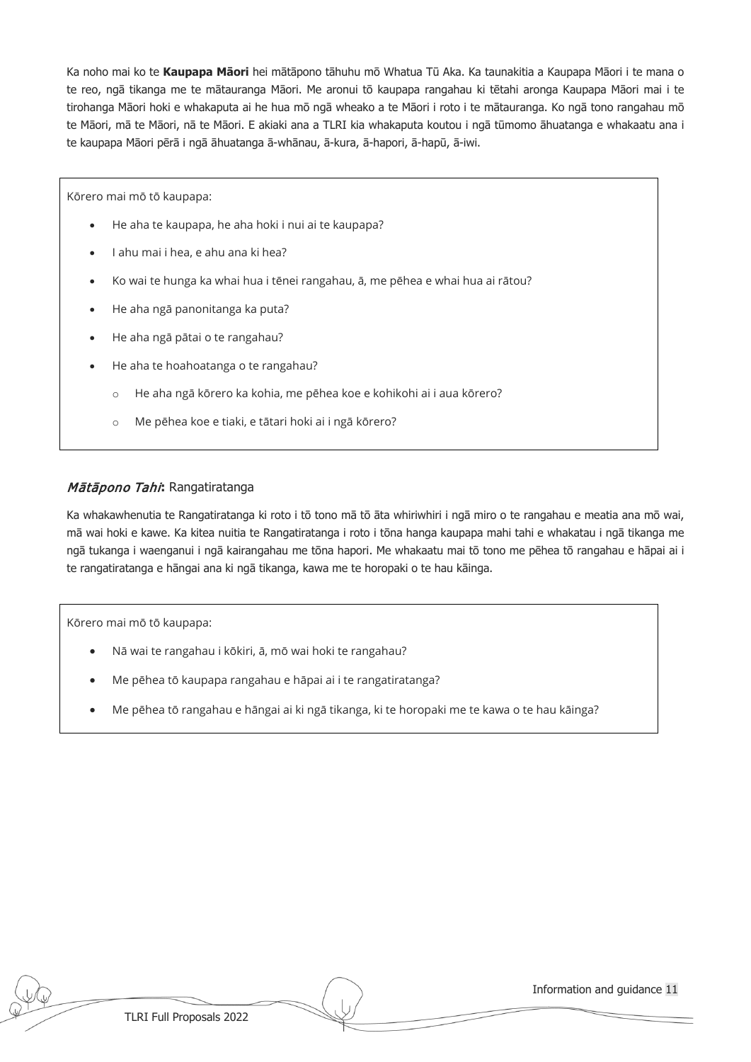Ka noho mai ko te **Kaupapa Māori** hei mātāpono tāhuhu mō Whatua Tū Aka. Ka taunakitia a Kaupapa Māori i te mana o te reo, ngā tikanga me te mātauranga Māori. Me aronui tō kaupapa rangahau ki tētahi aronga Kaupapa Māori mai i te tirohanga Māori hoki e whakaputa ai he hua mō ngā wheako a te Māori i roto i te mātauranga. Ko ngā tono rangahau mō te Māori, mā te Māori, nā te Māori. E akiaki ana a TLRI kia whakaputa koutou i ngā tūmomo āhuatanga e whakaatu ana i te kaupapa Māori pērā i ngā āhuatanga ā-whānau, ā-kura, ā-hapori, ā-hapū, ā-iwi.

Kōrero mai mō tō kaupapa:

- He aha te kaupapa, he aha hoki i nui ai te kaupapa?
- I ahu mai i hea, e ahu ana ki hea?
- Ko wai te hunga ka whai hua i tēnei rangahau, ā, me pēhea e whai hua ai rātou?
- He aha ngā panonitanga ka puta?
- He aha ngā pātai o te rangahau?
- He aha te hoahoatanga o te rangahau?
  - He aha ngā kōrero ka kohia, me pēhea koe e kohikohi ai i aua kōrero?
  - Me pēhea koe e tiaki, e tātari hoki ai i ngā kōrero?

### *Mātāpono Tahi*: Rangatiratanga

Ka whakawhenutia te Rangatiratanga ki roto i tō tono mā tō āta whiriwhiri i ngā miro o te rangahau e meatia ana mō wai, mā wai hoki e kawe. Ka kitea nuitia te Rangatiratanga i roto i tōna hanga kaupapa mahi tahi e whakatau i ngā tikanga me ngā tukanga i waenganui i ngā kairangahau me tōna hapori. Me whakaatu mai tō tono me pēhea tō rangahau e hāpai ai i te rangatiratanga e hāngai ana ki ngā tikanga, kawa me te horopaki o te hau kāinga.

Kōrero mai mō tō kaupapa:

- Nā wai te rangahau i kōkiri, ā, mō wai hoki te rangahau?
- Me pēhea tō kaupapa rangahau e hāpai ai i te rangatiratanga?
- Me pēhea tō rangahau e hāngai ai ki ngā tikanga, ki te horopaki me te kawa o te hau kāinga?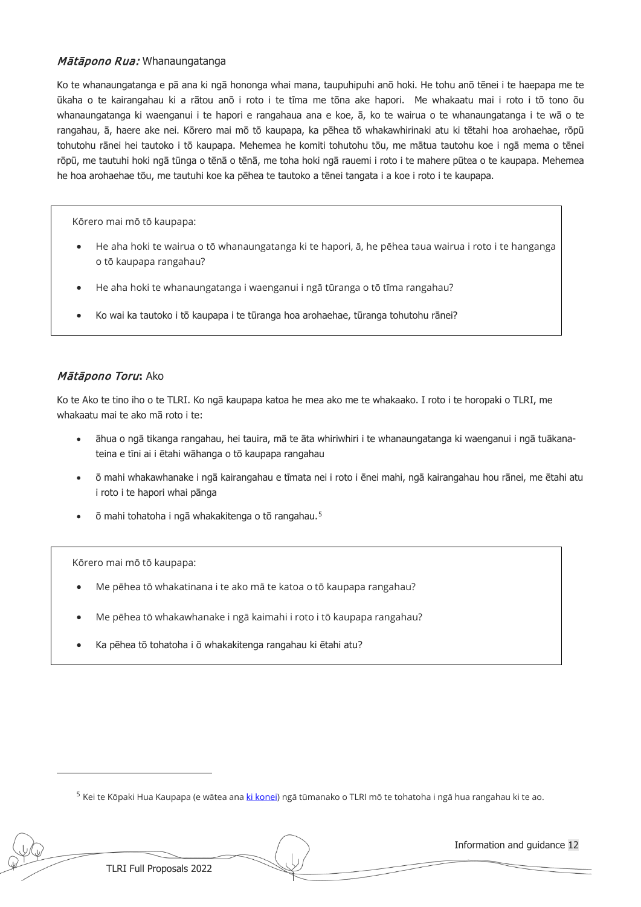### *Mātāpono Rua:* Whanaungatanga

Ko te whanaungatanga e pā ana ki ngā hononga whai mana, taupuhipuhi anō hoki. He tohu anō tēnei i te haepapa me te ūkaha o te kairangahau ki a rātou anō i roto i te tīma me tōna ake hapori. Me whakaatu mai i roto i tō tono ōu whanaungatanga ki waenganui i te hapori e rangahaua ana e koe, ā, ko te wairua o te whanaungatanga i te wā o te rangahau, ā, haere ake nei. Kōrero mai mō tō kaupapa, ka pēhea tō whakawhirinaki atu ki tētahi hoa arohaehae, rōpū tohutohu rānei hei tautoko i tō kaupapa. Mehemea he komiti tohutohu tōu, me mātua tautohu koe i ngā mema o tēnei rōpū, me tautuhi hoki ngā tūnga o tēnā o tēnā, me toha hoki ngā rauemi i roto i te mahere pūtea o te kaupapa. Mehemea he hoa arohaehae tōu, me tautuhi koe ka pēhea te tautoko a tēnei tangata i a koe i roto i te kaupapa.

> Kōrero mai mō tō kaupapa:
>
> - He aha hoki te wairua o tō whanaungatanga ki te hapori, ā, he pēhea taua wairua i roto i te hanganga o tō kaupapa rangahau?
> - He aha hoki te whanaungatanga i waenganui i ngā tūranga o tō tīma rangahau?
> - Ko wai ka tautoko i tō kaupapa i te tūranga hoa arohaehae, tūranga tohutohu rānei?

### *Mātāpono Toru*: Ako

Ko te Ako te tino iho o te TLRI. Ko ngā kaupapa katoa he mea ako me te whakaako. I roto i te horopaki o TLRI, me whakaatu mai te ako mā roto i te:

- āhua o ngā tikanga rangahau, hei tauira, mā te āta whiriwhiri i te whanaungatanga ki waenganui i ngā tuākana-teina e tīni ai i ētahi wāhanga o tō kaupapa rangahau
- ō mahi whakawhanake i ngā kairangahau e tīmata nei i roto i ēnei mahi, ngā kairangahau hou rānei, me ētahi atu i roto i te hapori whai pānga
- ō mahi tohatoha i ngā whakakitenga o tō rangahau.[5]

> Kōrero mai mō tō kaupapa:
>
> - Me pēhea tō whakatinana i te ako mā te katoa o tō kaupapa rangahau?
> - Me pēhea tō whakawhanake i ngā kaimahi i roto i tō kaupapa rangahau?
> - Ka pēhea tō tohatoha i ō whakakitenga rangahau ki ētahi atu?

[5] Kei te Kōpaki Hua Kaupapa (e wātea ana [ki konei](#)) ngā tūmanako o TLRI mō te tohatoha i ngā hua rangahau ki te ao.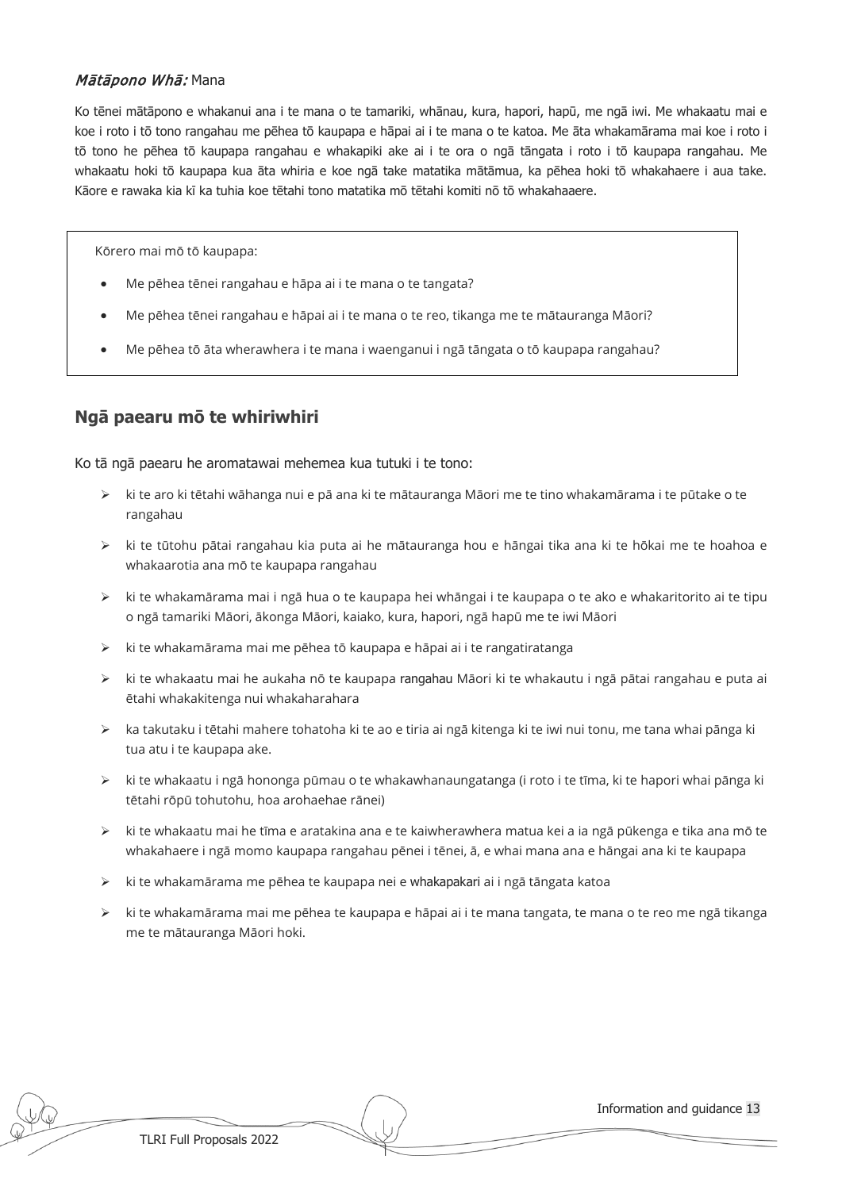*Mātāpono Whā:* Mana

Ko tēnei mātāpono e whakanui ana i te mana o te tamariki, whānau, kura, hapori, hapū, me ngā iwi. Me whakaatu mai e koe i roto i tō tono rangahau me pēhea tō kaupapa e hāpai ai i te mana o te katoa. Me āta whakamārama mai koe i roto i tō tono he pēhea tō kaupapa rangahau e whakapiki ake ai i te ora o ngā tāngata i roto i tō kaupapa rangahau. Me whakaatu hoki tō kaupapa kua āta whiria e koe ngā take matatika mātāmua, ka pēhea hoki tō whakahaere i aua take. Kāore e rawaka kia kī ka tuhia koe tētahi tono matatika mō tētahi komiti nō tō whakahaaere.

> Kōrero mai mō tō kaupapa:
>
> - Me pēhea tēnei rangahau e hāpa ai i te mana o te tangata?
> - Me pēhea tēnei rangahau e hāpai ai i te mana o te reo, tikanga me te mātauranga Māori?
> - Me pēhea tō āta wherawhera i te mana i waenganui i ngā tāngata o tō kaupapa rangahau?

## Ngā paearu mō te whiriwhiri

Ko tā ngā paearu he aromatawai mehemea kua tutuki i te tono:

- ki te aro ki tētahi wāhanga nui e pā ana ki te mātauranga Māori me te tino whakamārama i te pūtake o te rangahau
- ki te tūtohu pātai rangahau kia puta ai he mātauranga hou e hāngai tika ana ki te hōkai me te hoahoa e whakaarotia ana mō te kaupapa rangahau
- ki te whakamārama mai i ngā hua o te kaupapa hei whāngai i te kaupapa o te ako e whakaritorito ai te tipu o ngā tamariki Māori, ākonga Māori, kaiako, kura, hapori, ngā hapū me te iwi Māori
- ki te whakamārama mai me pēhea tō kaupapa e hāpai ai i te rangatiratanga
- ki te whakaatu mai he aukaha nō te kaupapa rangahau Māori ki te whakautu i ngā pātai rangahau e puta ai ētahi whakakitenga nui whakaharahara
- ka takutaku i tētahi mahere tohatoha ki te ao e tiria ai ngā kitenga ki te iwi nui tonu, me tana whai pānga ki tua atu i te kaupapa ake.
- ki te whakaatu i ngā hononga pūmau o te whakawhanaungatanga (i roto i te tīma, ki te hapori whai pānga ki tētahi rōpū tohutohu, hoa arohaehae rānei)
- ki te whakaatu mai he tīma e aratakina ana e te kaiwherawhera matua kei a ia ngā pūkenga e tika ana mō te whakahaere i ngā momo kaupapa rangahau pēnei i tēnei, ā, e whai mana ana e hāngai ana ki te kaupapa
- ki te whakamārama me pēhea te kaupapa nei e whakapakari ai i ngā tāngata katoa
- ki te whakamārama mai me pēhea te kaupapa e hāpai ai i te mana tangata, te mana o te reo me ngā tikanga me te mātauranga Māori hoki.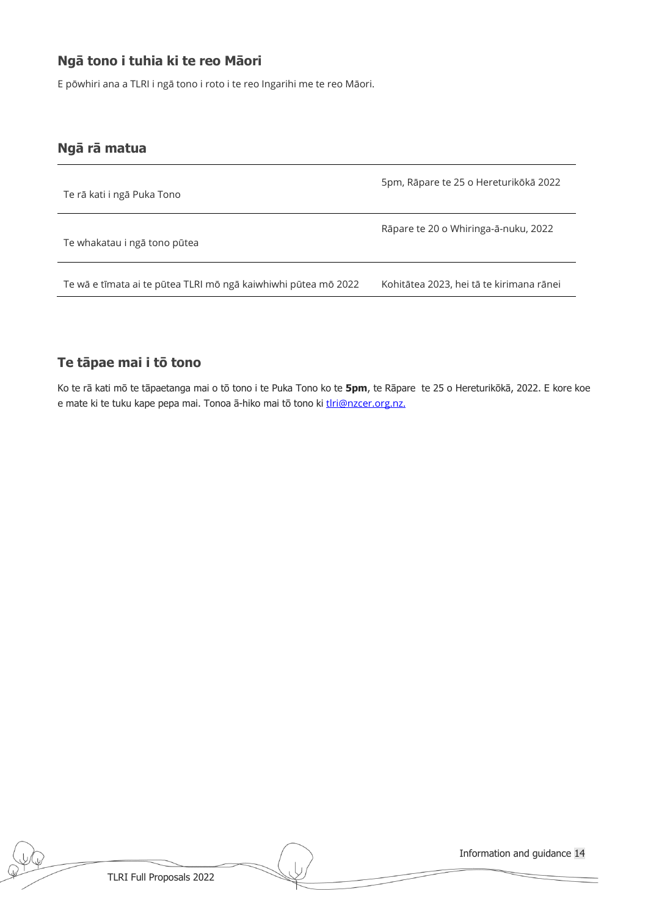## Ngā tono i tuhia ki te reo Māori

E pōwhiri ana a TLRI i ngā tono i roto i te reo Ingarihi me te reo Māori.

## Ngā rā matua

| | |
|---|---|
| Te rā kati i ngā Puka Tono | 5pm, Rāpare te 25 o Hereturikōkā 2022 |
| Te whakatau i ngā tono pūtea | Rāpare te 20 o Whiringa-ā-nuku, 2022 |
| Te wā e tīmata ai te pūtea TLRI mō ngā kaiwhiwhi pūtea mō 2022 | Kohitātea 2023, hei tā te kirimana rānei |

## Te tāpae mai i tō tono

Ko te rā kati mō te tāpaetanga mai o tō tono i te Puka Tono ko te **5pm**, te Rāpare te 25 o Hereturikōkā, 2022. E kore koe e mate ki te tuku kape pepa mai. Tonoa ā-hiko mai tō tono ki tlri@nzcer.org.nz.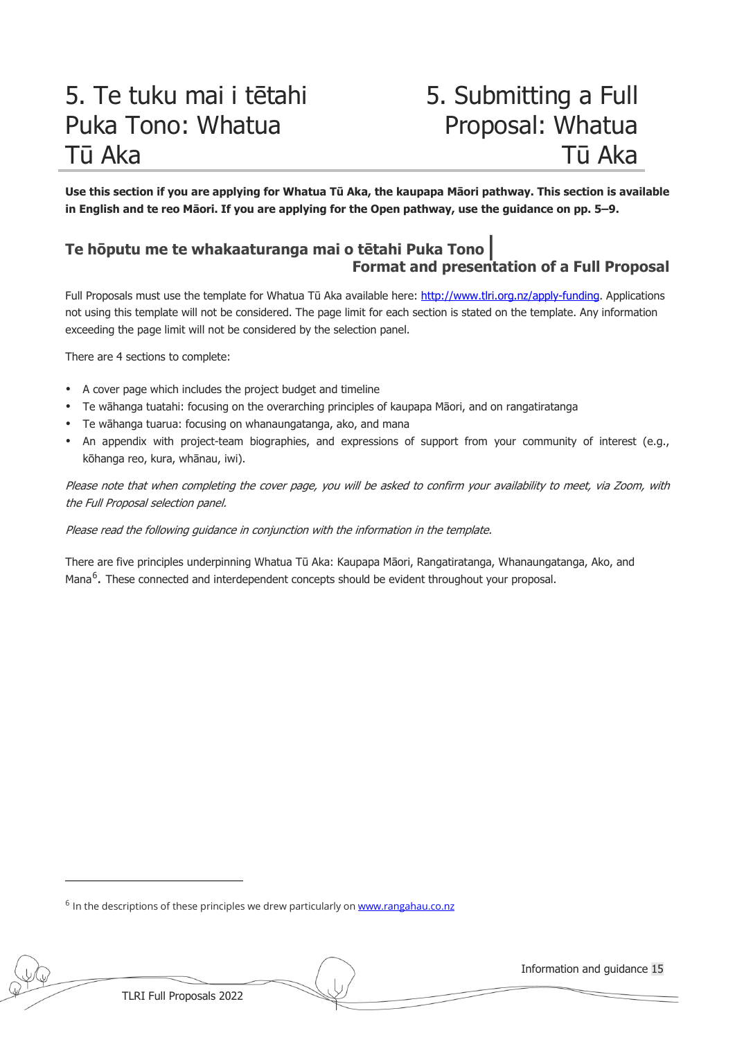# 5. Te tuku mai i tētahi Puka Tono: Whatua Tū Aka

# 5. Submitting a Full Proposal: Whatua Tū Aka

**Use this section if you are applying for Whatua Tū Aka, the kaupapa Māori pathway. This section is available in English and te reo Māori. If you are applying for the Open pathway, use the guidance on pp. 5–9.**

## Te hōputu me te whakaaturanga mai o tētahi Puka Tono | Format and presentation of a Full Proposal

Full Proposals must use the template for Whatua Tū Aka available here: http://www.tlri.org.nz/apply-funding. Applications not using this template will not be considered. The page limit for each section is stated on the template. Any information exceeding the page limit will not be considered by the selection panel.

There are 4 sections to complete:

- A cover page which includes the project budget and timeline
- Te wāhanga tuatahi: focusing on the overarching principles of kaupapa Māori, and on rangatiratanga
- Te wāhanga tuarua: focusing on whanaungatanga, ako, and mana
- An appendix with project-team biographies, and expressions of support from your community of interest (e.g., kōhanga reo, kura, whānau, iwi).

*Please note that when completing the cover page, you will be asked to confirm your availability to meet, via Zoom, with the Full Proposal selection panel.*

*Please read the following guidance in conjunction with the information in the template.*

There are five principles underpinning Whatua Tū Aka: Kaupapa Māori, Rangatiratanga, Whanaungatanga, Ako, and Mana[6]. These connected and interdependent concepts should be evident throughout your proposal.

[6] In the descriptions of these principles we drew particularly on www.rangahau.co.nz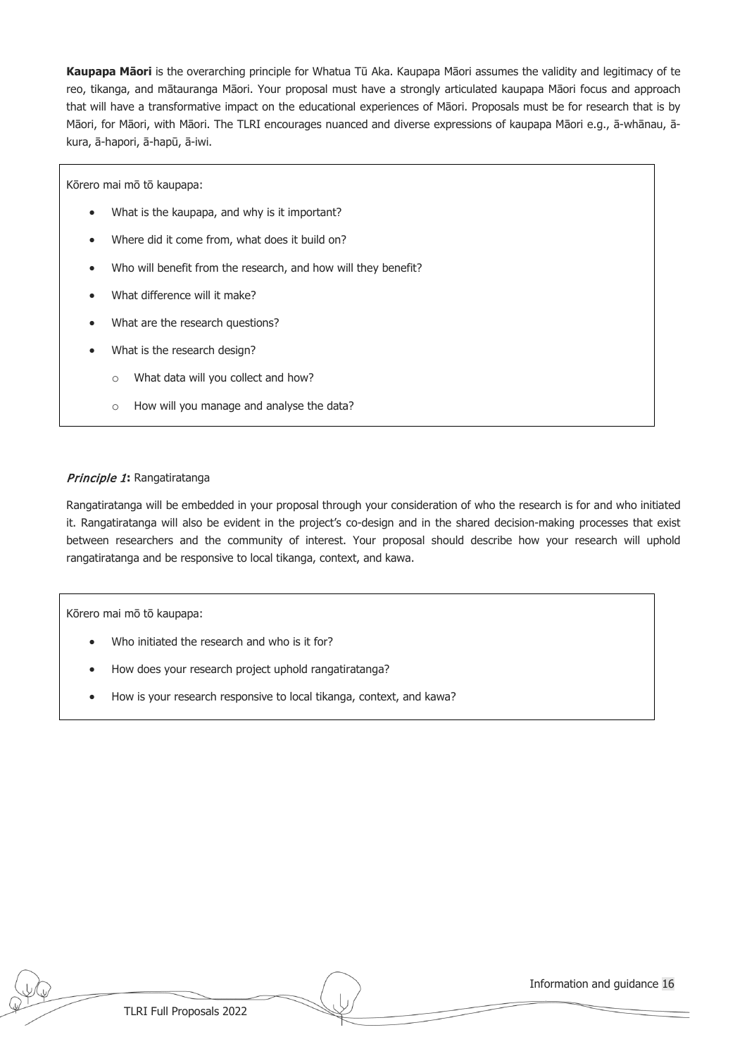**Kaupapa Māori** is the overarching principle for Whatua Tū Aka. Kaupapa Māori assumes the validity and legitimacy of te reo, tikanga, and mātauranga Māori. Your proposal must have a strongly articulated kaupapa Māori focus and approach that will have a transformative impact on the educational experiences of Māori. Proposals must be for research that is by Māori, for Māori, with Māori. The TLRI encourages nuanced and diverse expressions of kaupapa Māori e.g., ā-whānau, ā-kura, ā-hapori, ā-hapū, ā-iwi.

Kōrero mai mō tō kaupapa:

- What is the kaupapa, and why is it important?
- Where did it come from, what does it build on?
- Who will benefit from the research, and how will they benefit?
- What difference will it make?
- What are the research questions?
- What is the research design?
  - What data will you collect and how?
  - How will you manage and analyse the data?

***Principle 1*****:** Rangatiratanga

Rangatiratanga will be embedded in your proposal through your consideration of who the research is for and who initiated it. Rangatiratanga will also be evident in the project's co-design and in the shared decision-making processes that exist between researchers and the community of interest. Your proposal should describe how your research will uphold rangatiratanga and be responsive to local tikanga, context, and kawa.

Kōrero mai mō tō kaupapa:

- Who initiated the research and who is it for?
- How does your research project uphold rangatiratanga?
- How is your research responsive to local tikanga, context, and kawa?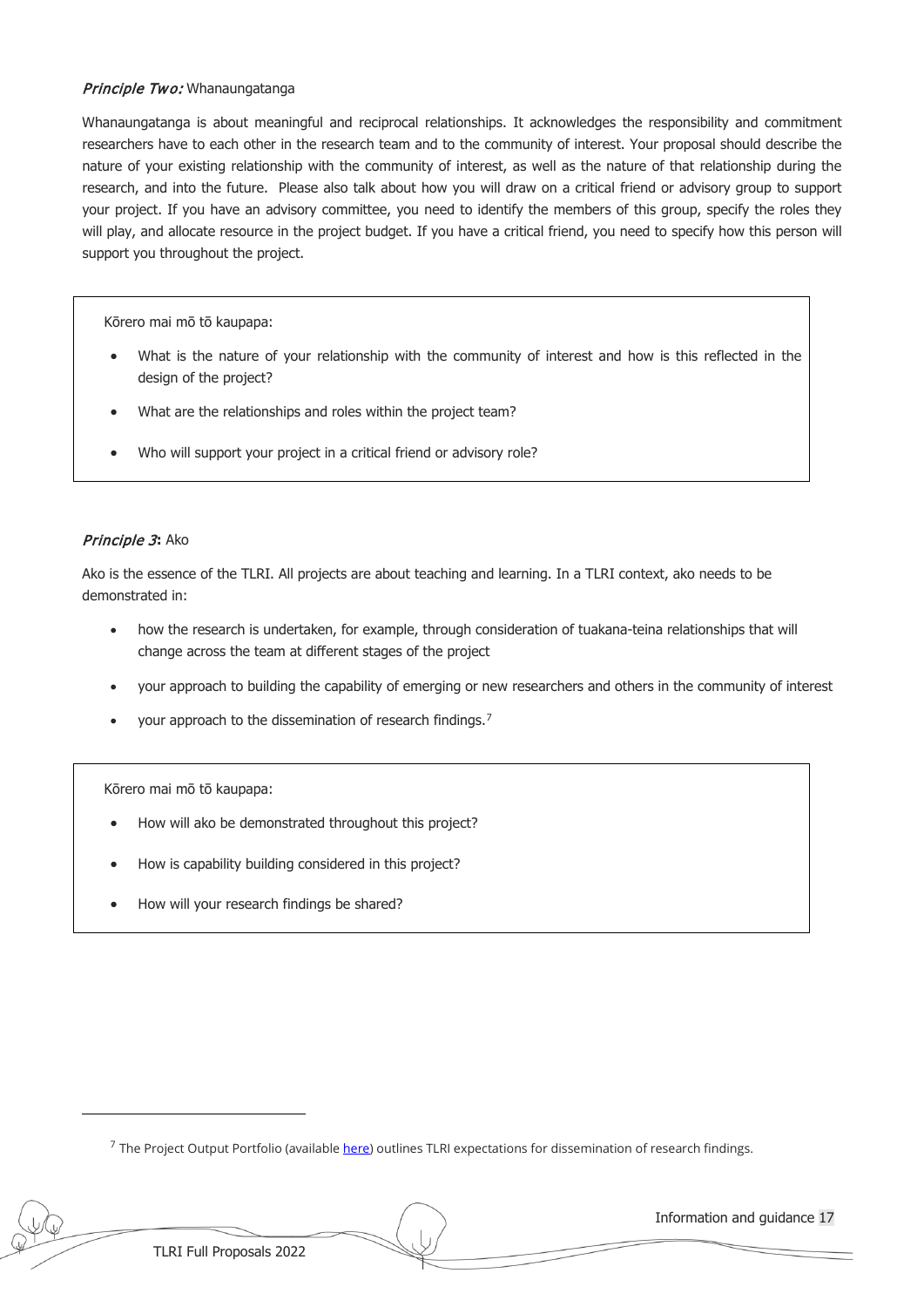*Principle Two:* Whanaungatanga

Whanaungatanga is about meaningful and reciprocal relationships. It acknowledges the responsibility and commitment researchers have to each other in the research team and to the community of interest. Your proposal should describe the nature of your existing relationship with the community of interest, as well as the nature of that relationship during the research, and into the future. Please also talk about how you will draw on a critical friend or advisory group to support your project. If you have an advisory committee, you need to identify the members of this group, specify the roles they will play, and allocate resource in the project budget. If you have a critical friend, you need to specify how this person will support you throughout the project.

> Kōrero mai mō tō kaupapa:
>
> - What is the nature of your relationship with the community of interest and how is this reflected in the design of the project?
> - What are the relationships and roles within the project team?
> - Who will support your project in a critical friend or advisory role?

*Principle 3***:** Ako

Ako is the essence of the TLRI. All projects are about teaching and learning. In a TLRI context, ako needs to be demonstrated in:

- how the research is undertaken, for example, through consideration of tuakana-teina relationships that will change across the team at different stages of the project
- your approach to building the capability of emerging or new researchers and others in the community of interest
- your approach to the dissemination of research findings.[7]

> Kōrero mai mō tō kaupapa:
>
> - How will ako be demonstrated throughout this project?
> - How is capability building considered in this project?
> - How will your research findings be shared?

---

[7] The Project Output Portfolio (available here) outlines TLRI expectations for dissemination of research findings.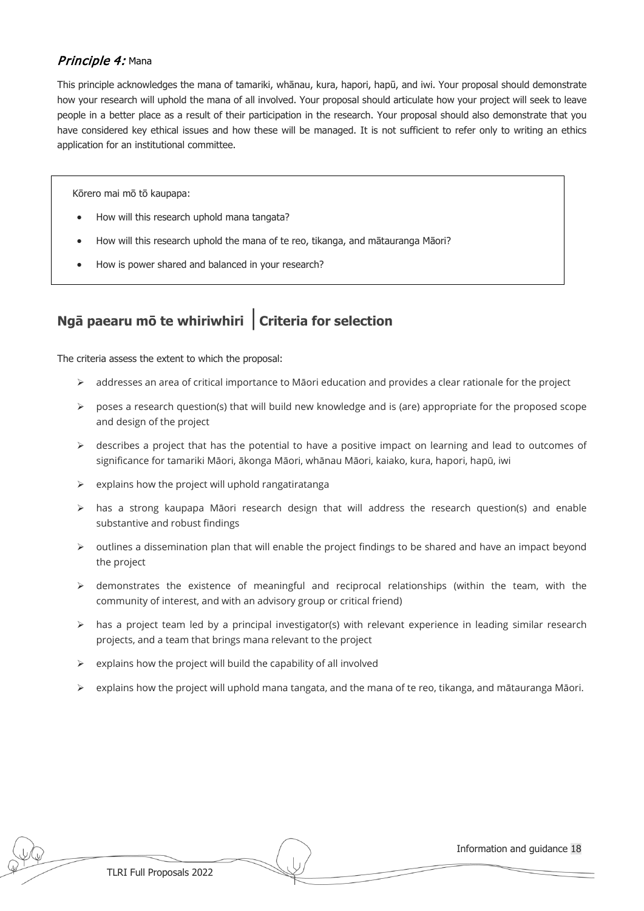### *Principle 4:* Mana

This principle acknowledges the mana of tamariki, whānau, kura, hapori, hapū, and iwi. Your proposal should demonstrate how your research will uphold the mana of all involved. Your proposal should articulate how your project will seek to leave people in a better place as a result of their participation in the research. Your proposal should also demonstrate that you have considered key ethical issues and how these will be managed. It is not sufficient to refer only to writing an ethics application for an institutional committee.

Kōrero mai mō tō kaupapa:

- How will this research uphold mana tangata?
- How will this research uphold the mana of te reo, tikanga, and mātauranga Māori?
- How is power shared and balanced in your research?

## Ngā paearu mō te whiriwhiri | Criteria for selection

The criteria assess the extent to which the proposal:

- addresses an area of critical importance to Māori education and provides a clear rationale for the project
- poses a research question(s) that will build new knowledge and is (are) appropriate for the proposed scope and design of the project
- describes a project that has the potential to have a positive impact on learning and lead to outcomes of significance for tamariki Māori, ākonga Māori, whānau Māori, kaiako, kura, hapori, hapū, iwi
- explains how the project will uphold rangatiratanga
- has a strong kaupapa Māori research design that will address the research question(s) and enable substantive and robust findings
- outlines a dissemination plan that will enable the project findings to be shared and have an impact beyond the project
- demonstrates the existence of meaningful and reciprocal relationships (within the team, with the community of interest, and with an advisory group or critical friend)
- has a project team led by a principal investigator(s) with relevant experience in leading similar research projects, and a team that brings mana relevant to the project
- explains how the project will build the capability of all involved
- explains how the project will uphold mana tangata, and the mana of te reo, tikanga, and mātauranga Māori.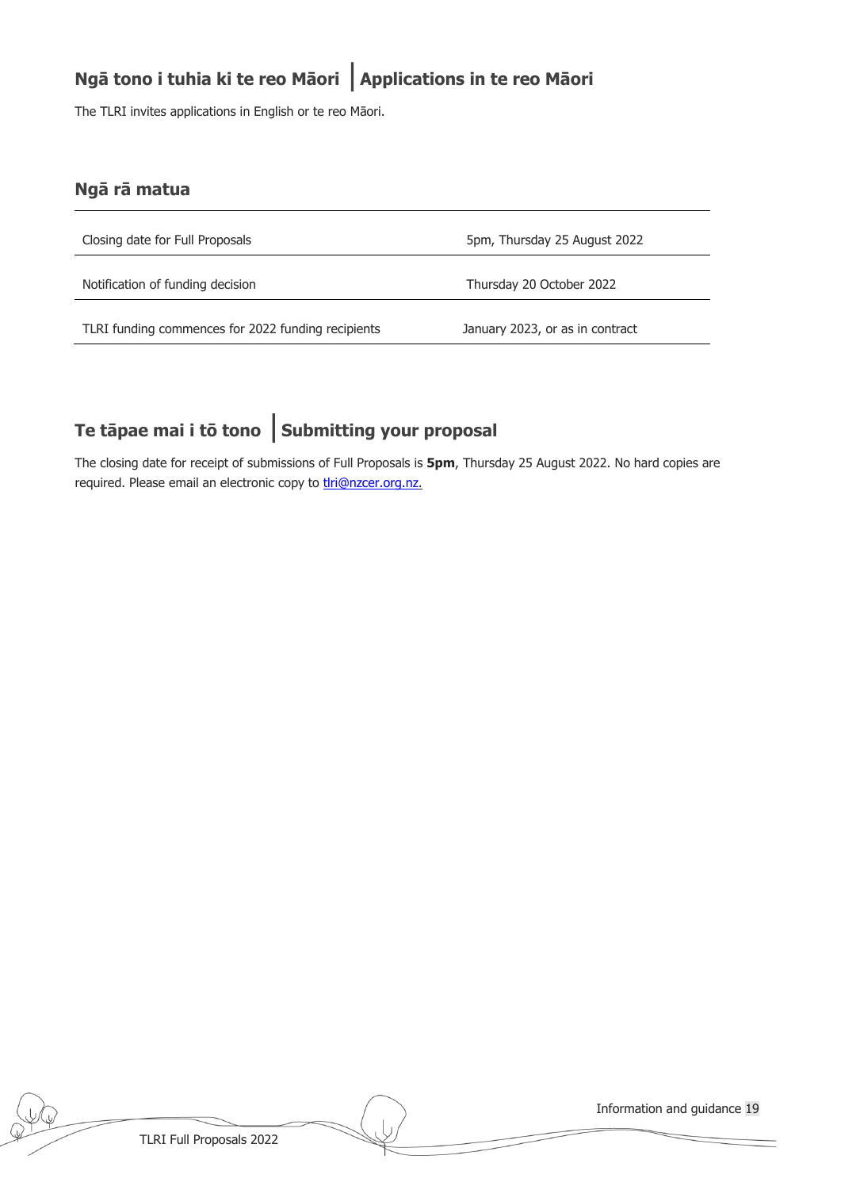## Ngā tono i tuhia ki te reo Māori | Applications in te reo Māori

The TLRI invites applications in English or te reo Māori.

## Ngā rā matua

| | |
|---|---|
| Closing date for Full Proposals | 5pm, Thursday 25 August 2022 |
| Notification of funding decision | Thursday 20 October 2022 |
| TLRI funding commences for 2022 funding recipients | January 2023, or as in contract |

## Te tāpae mai i tō tono | Submitting your proposal

The closing date for receipt of submissions of Full Proposals is **5pm**, Thursday 25 August 2022. No hard copies are required. Please email an electronic copy to tlri@nzcer.org.nz.